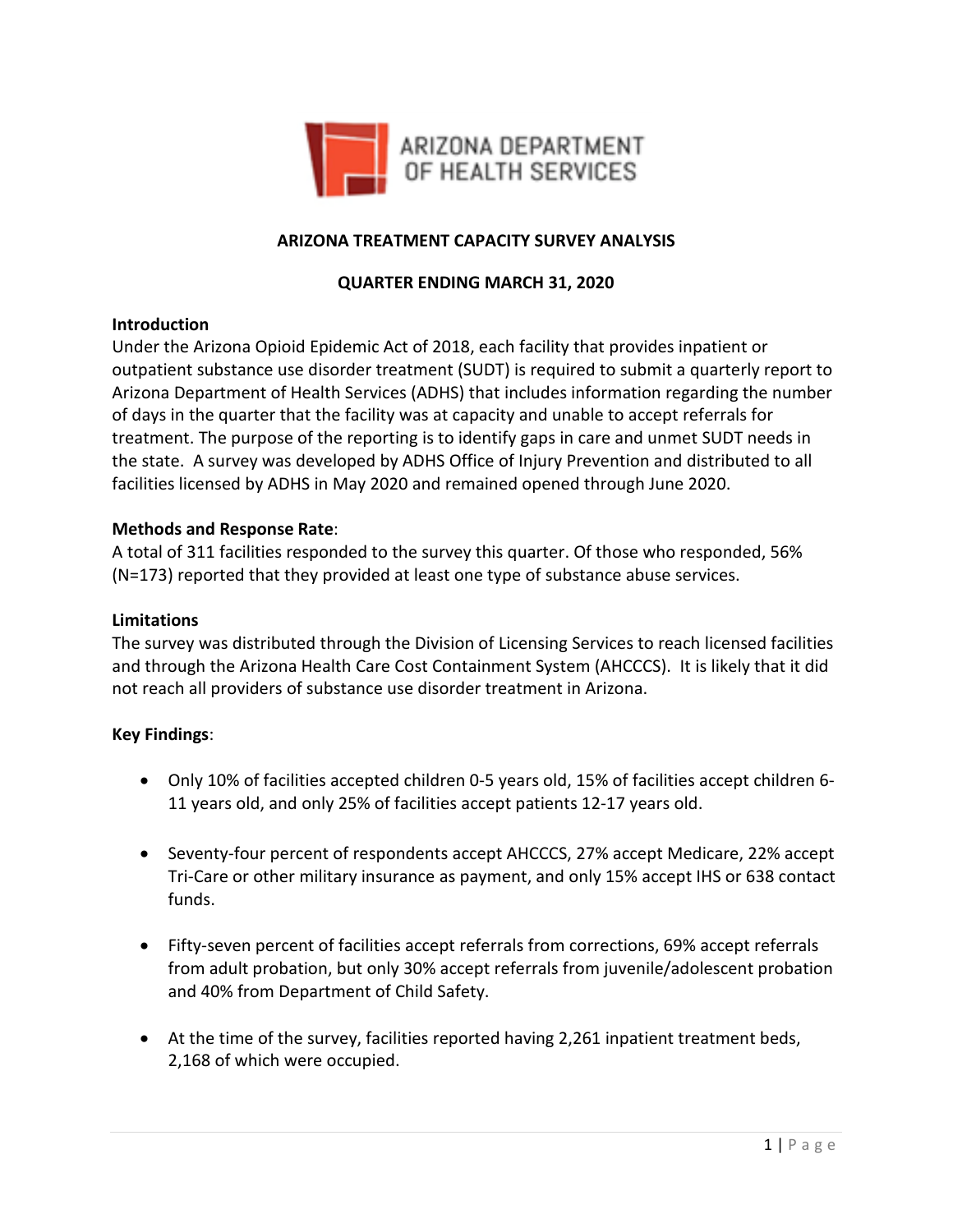ARIZONA DEPARTMENT OF HEALTH SERVICES

# ARIZONA TREATMENT CAPACITY SURVEY ANALYSIS

## QUARTER ENDING MARCH 31, 2020

**Introduction**

Under the Arizona Opioid Epidemic Act of 2018, each facility that provides inpatient or outpatient substance use disorder treatment (SUDT) is required to submit a quarterly report to Arizona Department of Health Services (ADHS) that includes information regarding the number of days in the quarter that the facility was at capacity and unable to accept referrals for treatment. The purpose of the reporting is to identify gaps in care and unmet SUDT needs in the state. A survey was developed by ADHS Office of Injury Prevention and distributed to all facilities licensed by ADHS in May 2020 and remained opened through June 2020.

**Methods and Response Rate**:

A total of 311 facilities responded to the survey this quarter. Of those who responded, 56% (N=173) reported that they provided at least one type of substance abuse services.

**Limitations**

The survey was distributed through the Division of Licensing Services to reach licensed facilities and through the Arizona Health Care Cost Containment System (AHCCCS). It is likely that it did not reach all providers of substance use disorder treatment in Arizona.

**Key Findings**:

- Only 10% of facilities accepted children 0-5 years old, 15% of facilities accept children 6-11 years old, and only 25% of facilities accept patients 12-17 years old.
- Seventy-four percent of respondents accept AHCCCS, 27% accept Medicare, 22% accept Tri-Care or other military insurance as payment, and only 15% accept IHS or 638 contact funds.
- Fifty-seven percent of facilities accept referrals from corrections, 69% accept referrals from adult probation, but only 30% accept referrals from juvenile/adolescent probation and 40% from Department of Child Safety.
- At the time of the survey, facilities reported having 2,261 inpatient treatment beds, 2,168 of which were occupied.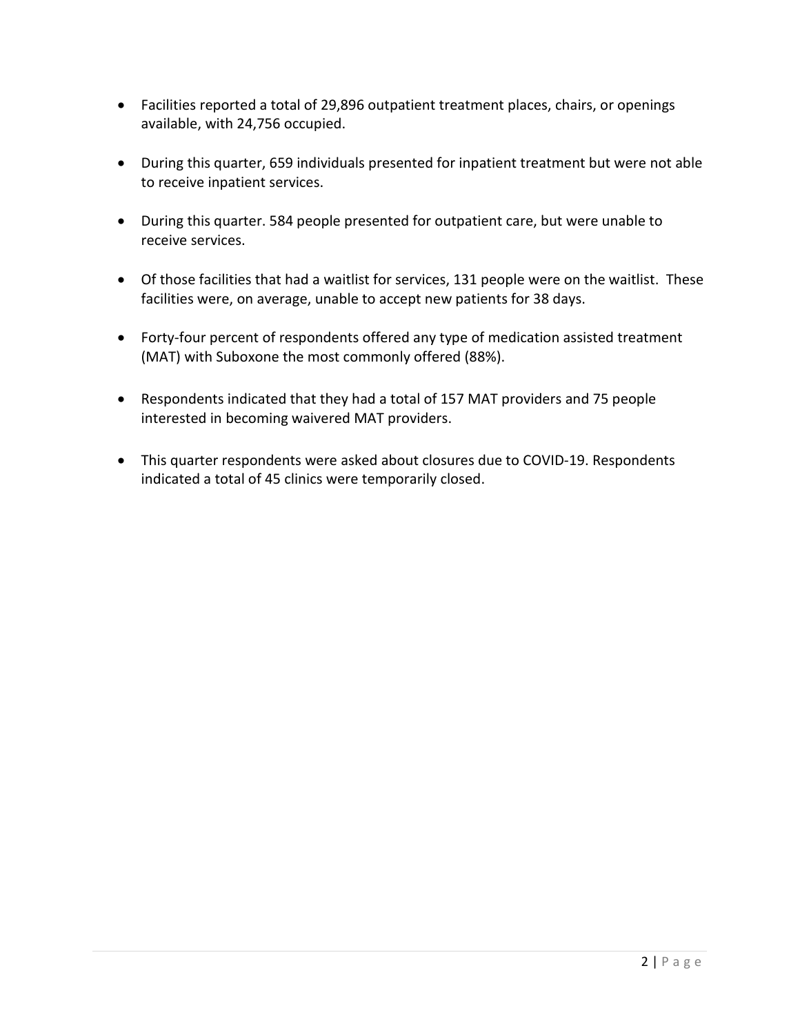- Facilities reported a total of 29,896 outpatient treatment places, chairs, or openings available, with 24,756 occupied.

- During this quarter, 659 individuals presented for inpatient treatment but were not able to receive inpatient services.

- During this quarter. 584 people presented for outpatient care, but were unable to receive services.

- Of those facilities that had a waitlist for services, 131 people were on the waitlist. These facilities were, on average, unable to accept new patients for 38 days.

- Forty-four percent of respondents offered any type of medication assisted treatment (MAT) with Suboxone the most commonly offered (88%).

- Respondents indicated that they had a total of 157 MAT providers and 75 people interested in becoming waivered MAT providers.

- This quarter respondents were asked about closures due to COVID-19. Respondents indicated a total of 45 clinics were temporarily closed.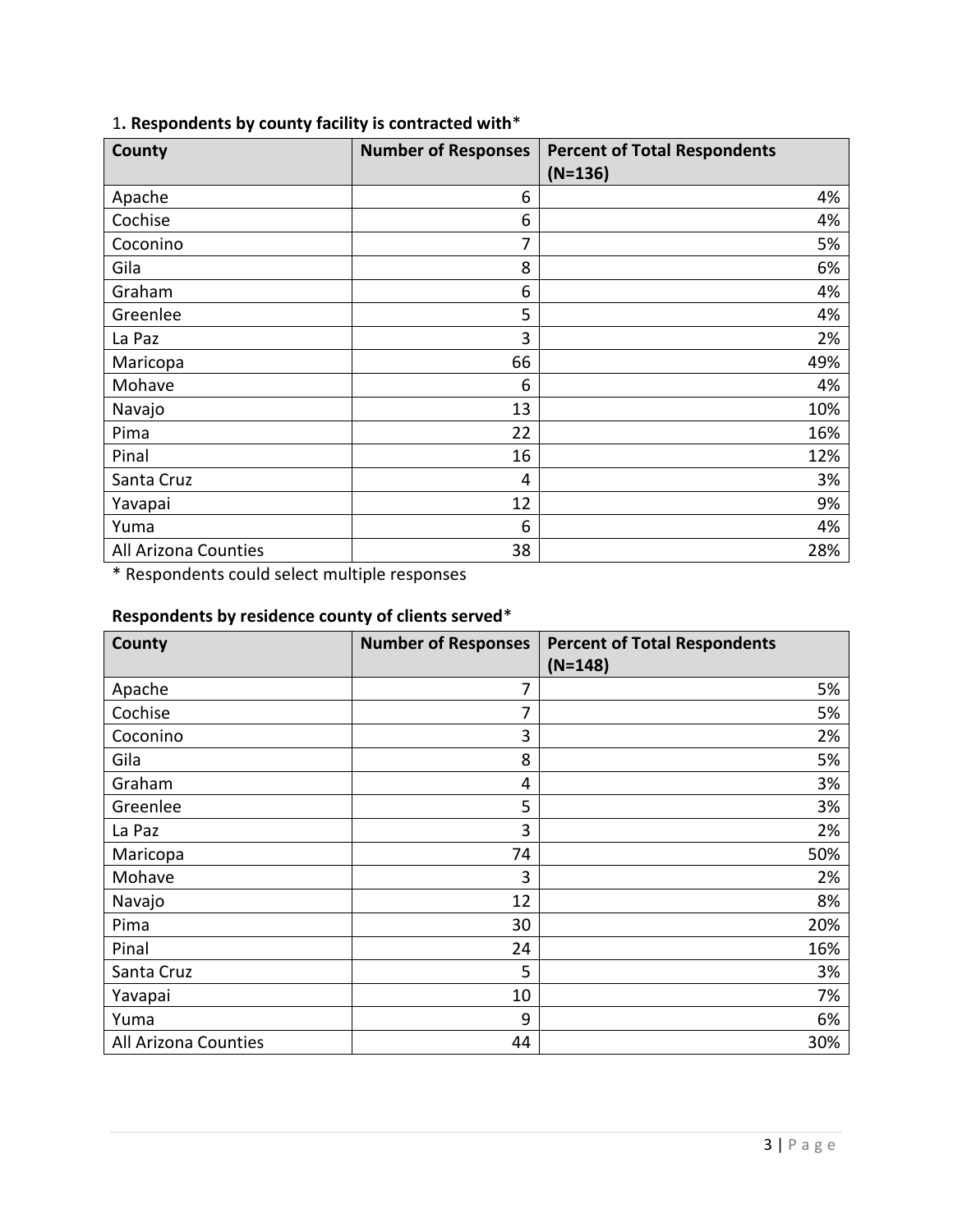1**. Respondents by county facility is contracted with***

| County | Number of Responses | Percent of Total Respondents (N=136) |
|---|---|---|
| Apache | 6 | 4% |
| Cochise | 6 | 4% |
| Coconino | 7 | 5% |
| Gila | 8 | 6% |
| Graham | 6 | 4% |
| Greenlee | 5 | 4% |
| La Paz | 3 | 2% |
| Maricopa | 66 | 49% |
| Mohave | 6 | 4% |
| Navajo | 13 | 10% |
| Pima | 22 | 16% |
| Pinal | 16 | 12% |
| Santa Cruz | 4 | 3% |
| Yavapai | 12 | 9% |
| Yuma | 6 | 4% |
| All Arizona Counties | 38 | 28% |

* Respondents could select multiple responses

**Respondents by residence county of clients served***

| County | Number of Responses | Percent of Total Respondents (N=148) |
|---|---|---|
| Apache | 7 | 5% |
| Cochise | 7 | 5% |
| Coconino | 3 | 2% |
| Gila | 8 | 5% |
| Graham | 4 | 3% |
| Greenlee | 5 | 3% |
| La Paz | 3 | 2% |
| Maricopa | 74 | 50% |
| Mohave | 3 | 2% |
| Navajo | 12 | 8% |
| Pima | 30 | 20% |
| Pinal | 24 | 16% |
| Santa Cruz | 5 | 3% |
| Yavapai | 10 | 7% |
| Yuma | 9 | 6% |
| All Arizona Counties | 44 | 30% |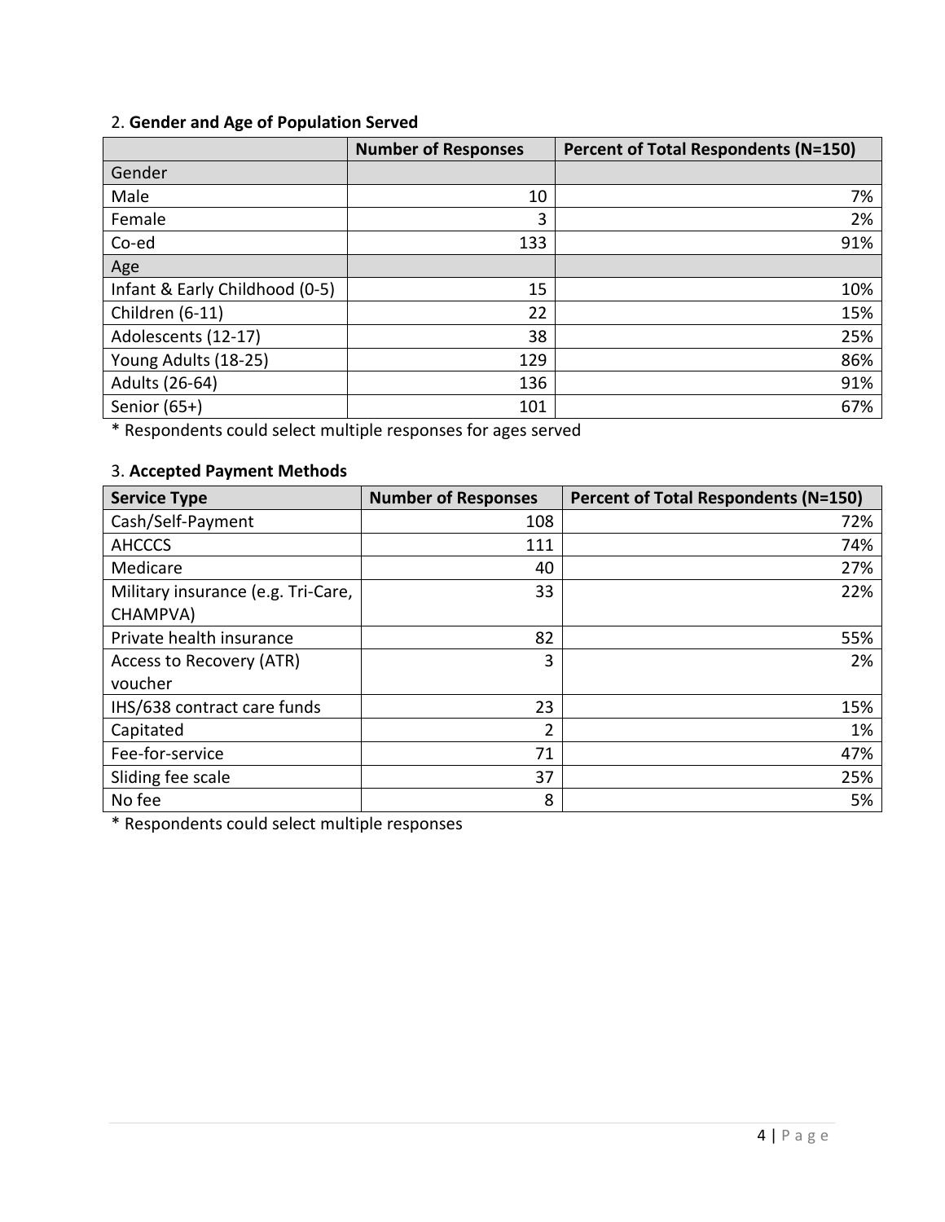2. **Gender and Age of Population Served**

| | Number of Responses | Percent of Total Respondents (N=150) |
|---|---|---|
| Gender | | |
| Male | 10 | 7% |
| Female | 3 | 2% |
| Co-ed | 133 | 91% |
| Age | | |
| Infant & Early Childhood (0-5) | 15 | 10% |
| Children (6-11) | 22 | 15% |
| Adolescents (12-17) | 38 | 25% |
| Young Adults (18-25) | 129 | 86% |
| Adults (26-64) | 136 | 91% |
| Senior (65+) | 101 | 67% |

* Respondents could select multiple responses for ages served

3. **Accepted Payment Methods**

| Service Type | Number of Responses | Percent of Total Respondents (N=150) |
|---|---|---|
| Cash/Self-Payment | 108 | 72% |
| AHCCCS | 111 | 74% |
| Medicare | 40 | 27% |
| Military insurance (e.g. Tri-Care, CHAMPVA) | 33 | 22% |
| Private health insurance | 82 | 55% |
| Access to Recovery (ATR) voucher | 3 | 2% |
| IHS/638 contract care funds | 23 | 15% |
| Capitated | 2 | 1% |
| Fee-for-service | 71 | 47% |
| Sliding fee scale | 37 | 25% |
| No fee | 8 | 5% |

* Respondents could select multiple responses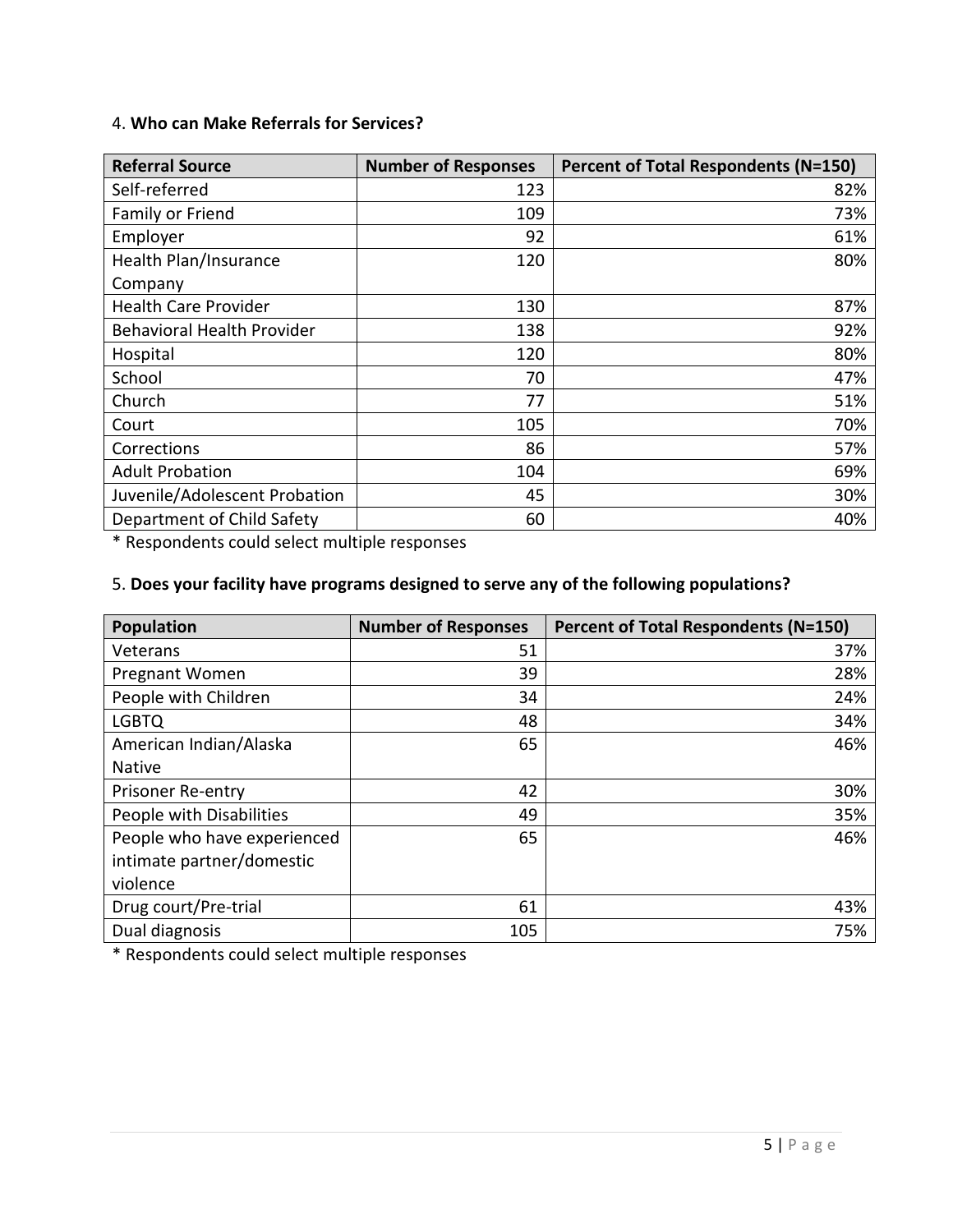4. **Who can Make Referrals for Services?**

| Referral Source | Number of Responses | Percent of Total Respondents (N=150) |
|---|---|---|
| Self-referred | 123 | 82% |
| Family or Friend | 109 | 73% |
| Employer | 92 | 61% |
| Health Plan/Insurance Company | 120 | 80% |
| Health Care Provider | 130 | 87% |
| Behavioral Health Provider | 138 | 92% |
| Hospital | 120 | 80% |
| School | 70 | 47% |
| Church | 77 | 51% |
| Court | 105 | 70% |
| Corrections | 86 | 57% |
| Adult Probation | 104 | 69% |
| Juvenile/Adolescent Probation | 45 | 30% |
| Department of Child Safety | 60 | 40% |

* Respondents could select multiple responses

5. **Does your facility have programs designed to serve any of the following populations?**

| Population | Number of Responses | Percent of Total Respondents (N=150) |
|---|---|---|
| Veterans | 51 | 37% |
| Pregnant Women | 39 | 28% |
| People with Children | 34 | 24% |
| LGBTQ | 48 | 34% |
| American Indian/Alaska Native | 65 | 46% |
| Prisoner Re-entry | 42 | 30% |
| People with Disabilities | 49 | 35% |
| People who have experienced intimate partner/domestic violence | 65 | 46% |
| Drug court/Pre-trial | 61 | 43% |
| Dual diagnosis | 105 | 75% |

* Respondents could select multiple responses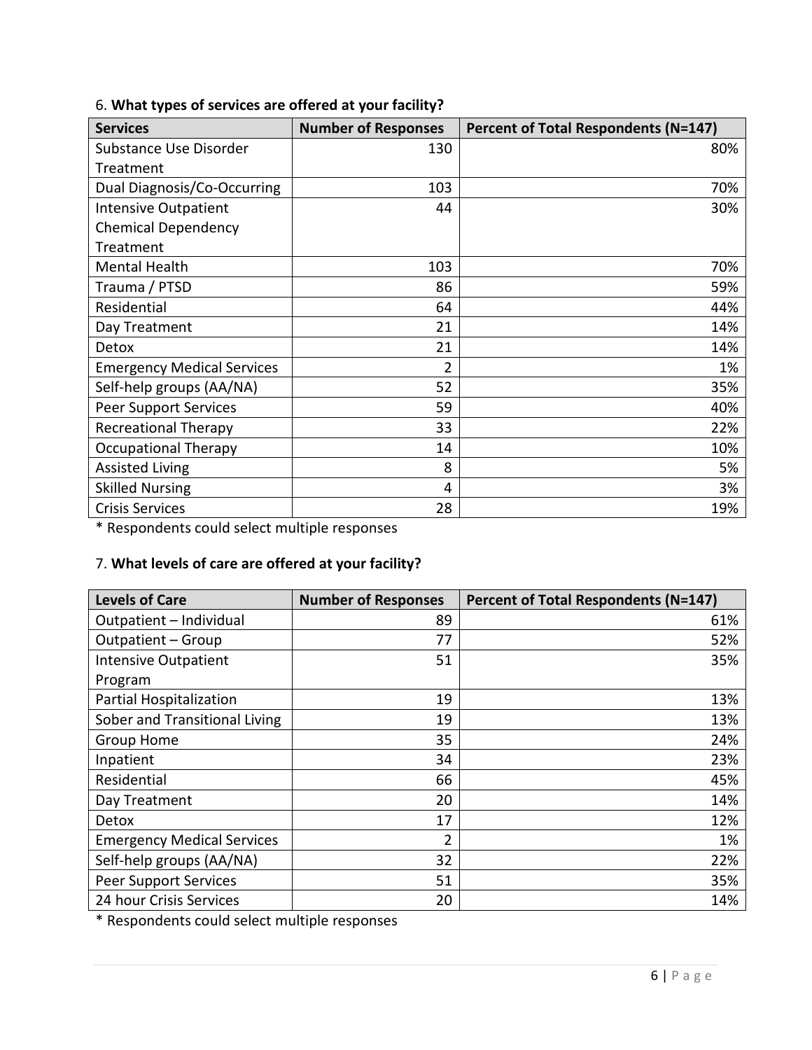6. **What types of services are offered at your facility?**

| Services | Number of Responses | Percent of Total Respondents (N=147) |
|---|---|---|
| Substance Use Disorder Treatment | 130 | 80% |
| Dual Diagnosis/Co-Occurring | 103 | 70% |
| Intensive Outpatient Chemical Dependency Treatment | 44 | 30% |
| Mental Health | 103 | 70% |
| Trauma / PTSD | 86 | 59% |
| Residential | 64 | 44% |
| Day Treatment | 21 | 14% |
| Detox | 21 | 14% |
| Emergency Medical Services | 2 | 1% |
| Self-help groups (AA/NA) | 52 | 35% |
| Peer Support Services | 59 | 40% |
| Recreational Therapy | 33 | 22% |
| Occupational Therapy | 14 | 10% |
| Assisted Living | 8 | 5% |
| Skilled Nursing | 4 | 3% |
| Crisis Services | 28 | 19% |

* Respondents could select multiple responses

7. **What levels of care are offered at your facility?**

| Levels of Care | Number of Responses | Percent of Total Respondents (N=147) |
|---|---|---|
| Outpatient – Individual | 89 | 61% |
| Outpatient – Group | 77 | 52% |
| Intensive Outpatient Program | 51 | 35% |
| Partial Hospitalization | 19 | 13% |
| Sober and Transitional Living | 19 | 13% |
| Group Home | 35 | 24% |
| Inpatient | 34 | 23% |
| Residential | 66 | 45% |
| Day Treatment | 20 | 14% |
| Detox | 17 | 12% |
| Emergency Medical Services | 2 | 1% |
| Self-help groups (AA/NA) | 32 | 22% |
| Peer Support Services | 51 | 35% |
| 24 hour Crisis Services | 20 | 14% |

* Respondents could select multiple responses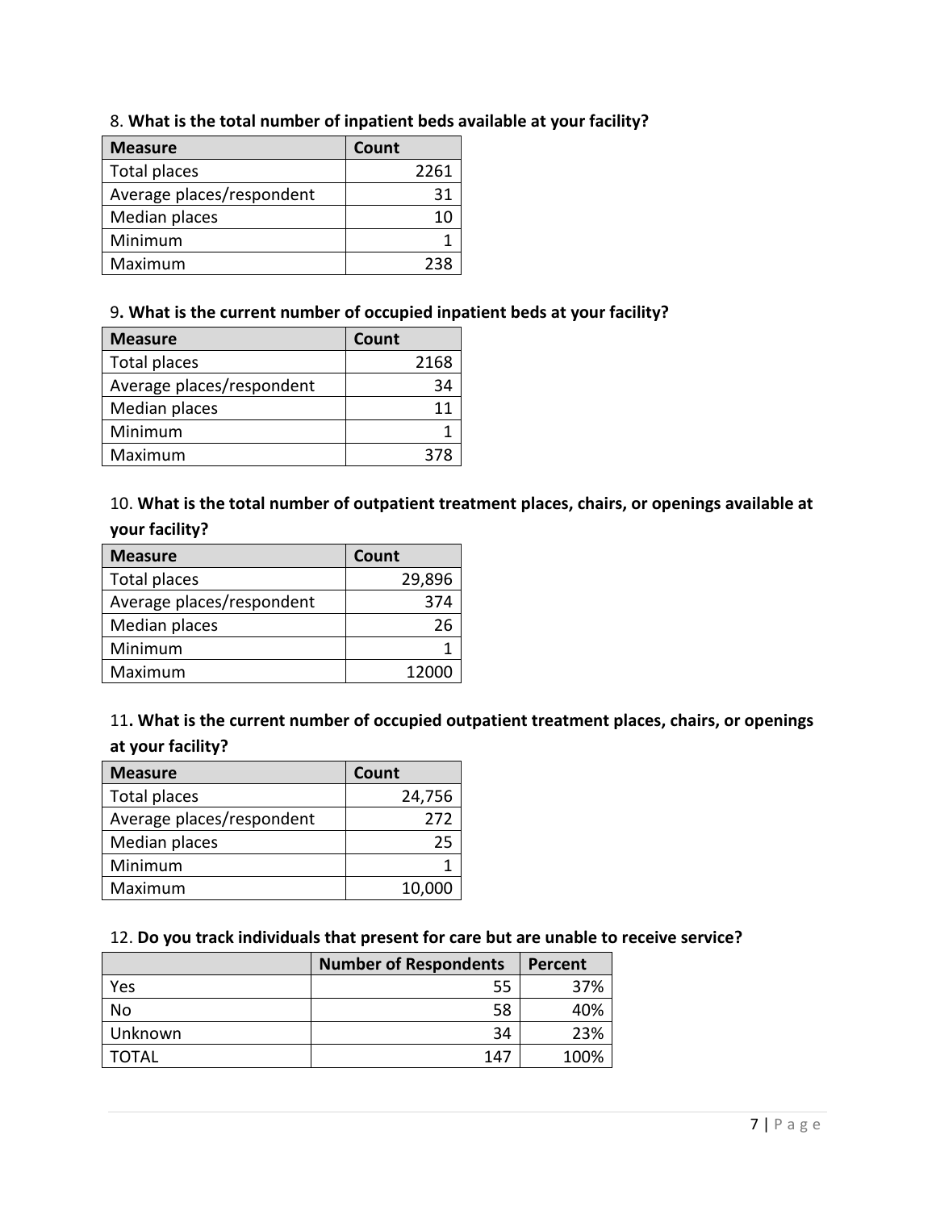8. **What is the total number of inpatient beds available at your facility?**

| Measure | Count |
|---|---|
| Total places | 2261 |
| Average places/respondent | 31 |
| Median places | 10 |
| Minimum | 1 |
| Maximum | 238 |

9**. What is the current number of occupied inpatient beds at your facility?**

| Measure | Count |
|---|---|
| Total places | 2168 |
| Average places/respondent | 34 |
| Median places | 11 |
| Minimum | 1 |
| Maximum | 378 |

10. **What is the total number of outpatient treatment places, chairs, or openings available at your facility?**

| Measure | Count |
|---|---|
| Total places | 29,896 |
| Average places/respondent | 374 |
| Median places | 26 |
| Minimum | 1 |
| Maximum | 12000 |

11**. What is the current number of occupied outpatient treatment places, chairs, or openings at your facility?**

| Measure | Count |
|---|---|
| Total places | 24,756 |
| Average places/respondent | 272 |
| Median places | 25 |
| Minimum | 1 |
| Maximum | 10,000 |

12. **Do you track individuals that present for care but are unable to receive service?**

| | Number of Respondents | Percent |
|---|---|---|
| Yes | 55 | 37% |
| No | 58 | 40% |
| Unknown | 34 | 23% |
| TOTAL | 147 | 100% |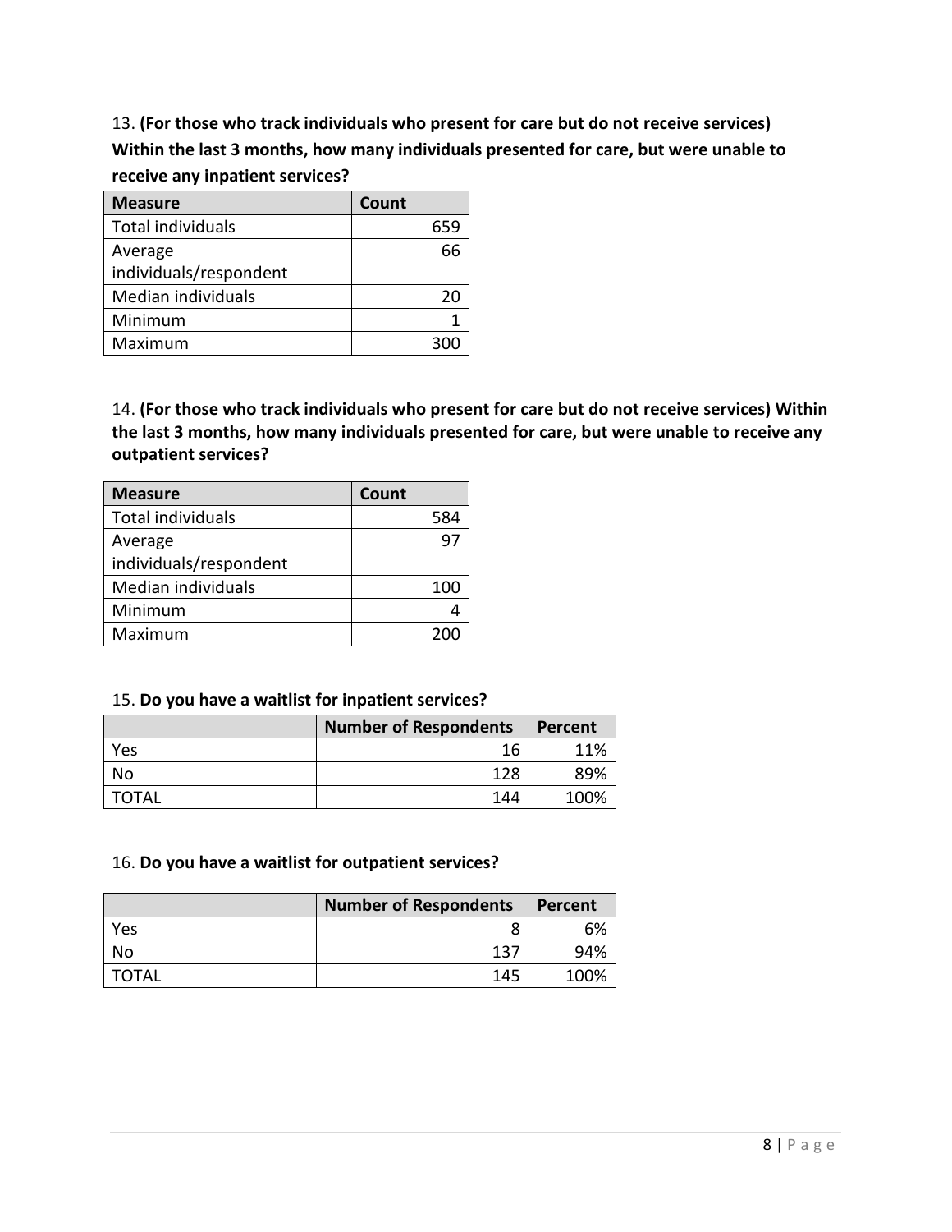13. **(For those who track individuals who present for care but do not receive services) Within the last 3 months, how many individuals presented for care, but were unable to receive any inpatient services?**

| Measure | Count |
|---|---|
| Total individuals | 659 |
| Average individuals/respondent | 66 |
| Median individuals | 20 |
| Minimum | 1 |
| Maximum | 300 |

14. **(For those who track individuals who present for care but do not receive services) Within the last 3 months, how many individuals presented for care, but were unable to receive any outpatient services?**

| Measure | Count |
|---|---|
| Total individuals | 584 |
| Average individuals/respondent | 97 |
| Median individuals | 100 |
| Minimum | 4 |
| Maximum | 200 |

15. **Do you have a waitlist for inpatient services?**

| | Number of Respondents | Percent |
|---|---|---|
| Yes | 16 | 11% |
| No | 128 | 89% |
| TOTAL | 144 | 100% |

16. **Do you have a waitlist for outpatient services?**

| | Number of Respondents | Percent |
|---|---|---|
| Yes | 8 | 6% |
| No | 137 | 94% |
| TOTAL | 145 | 100% |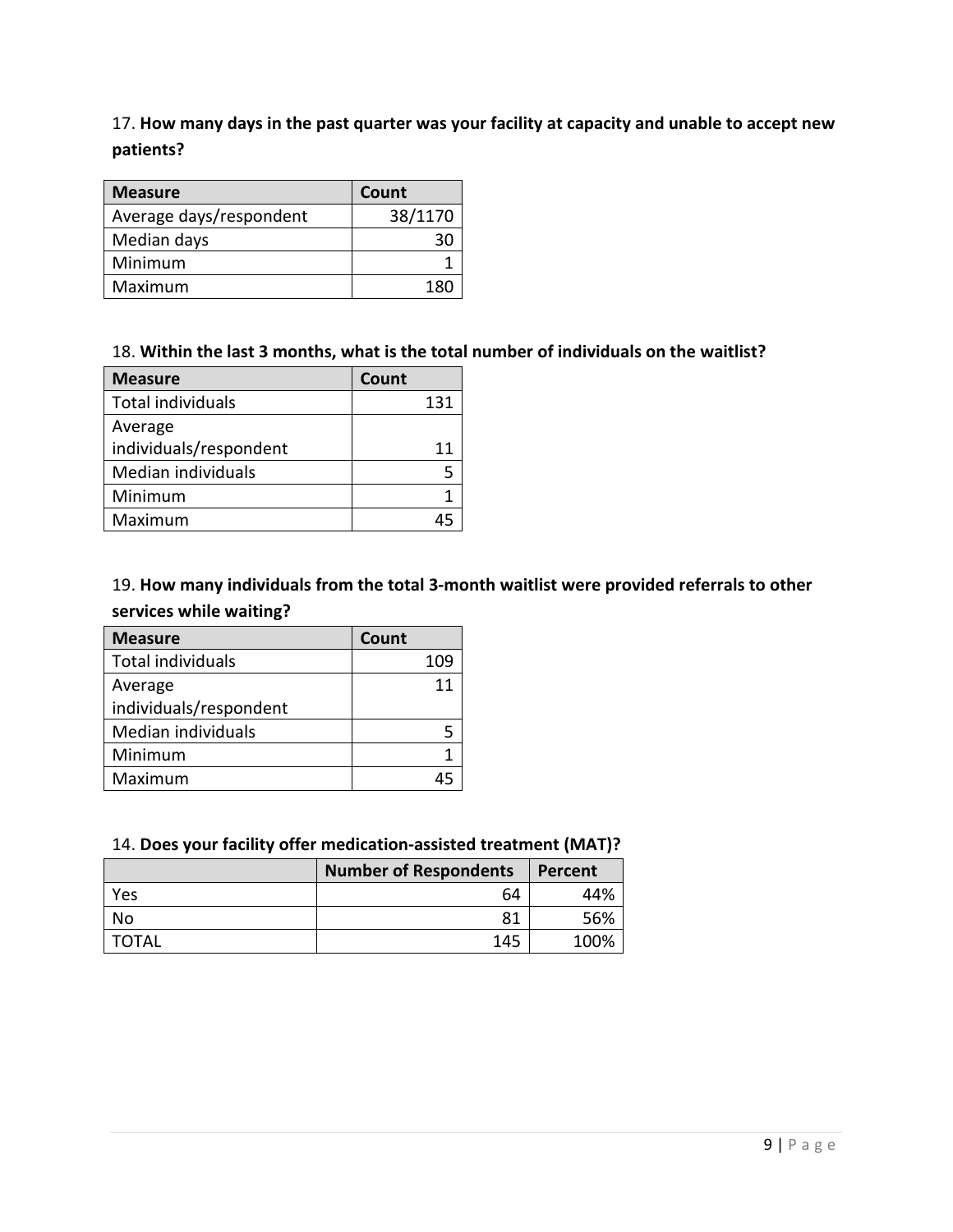17. **How many days in the past quarter was your facility at capacity and unable to accept new patients?**

| Measure | Count |
|---|---|
| Average days/respondent | 38/1170 |
| Median days | 30 |
| Minimum | 1 |
| Maximum | 180 |

18. **Within the last 3 months, what is the total number of individuals on the waitlist?**

| Measure | Count |
|---|---|
| Total individuals | 131 |
| Average individuals/respondent | 11 |
| Median individuals | 5 |
| Minimum | 1 |
| Maximum | 45 |

19. **How many individuals from the total 3-month waitlist were provided referrals to other services while waiting?**

| Measure | Count |
|---|---|
| Total individuals | 109 |
| Average individuals/respondent | 11 |
| Median individuals | 5 |
| Minimum | 1 |
| Maximum | 45 |

14. **Does your facility offer medication-assisted treatment (MAT)?**

| | Number of Respondents | Percent |
|---|---|---|
| Yes | 64 | 44% |
| No | 81 | 56% |
| TOTAL | 145 | 100% |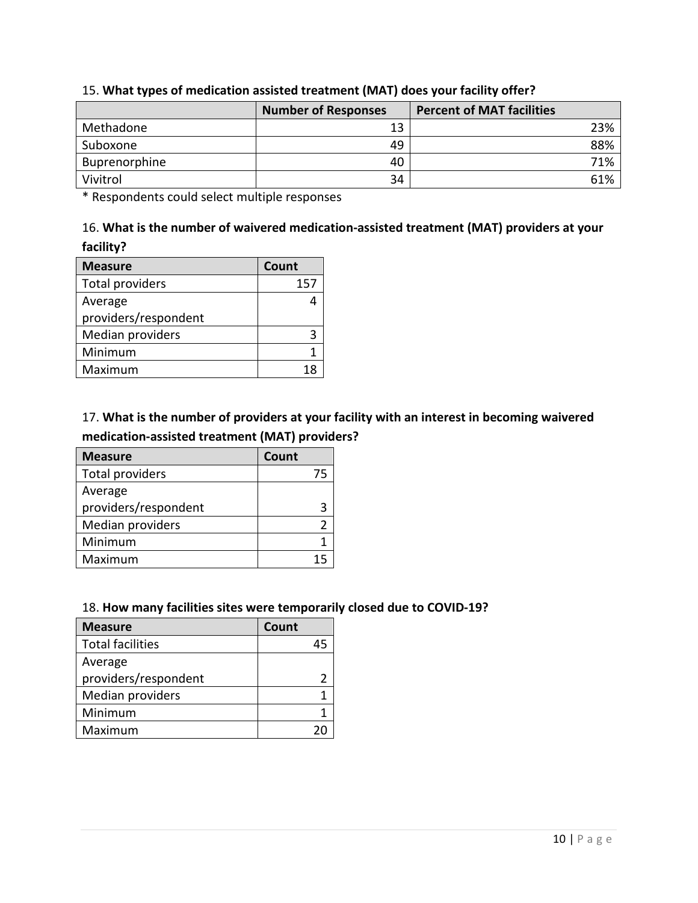15. **What types of medication assisted treatment (MAT) does your facility offer?**

| | Number of Responses | Percent of MAT facilities |
|---|---|---|
| Methadone | 13 | 23% |
| Suboxone | 49 | 88% |
| Buprenorphine | 40 | 71% |
| Vivitrol | 34 | 61% |

* Respondents could select multiple responses

16. **What is the number of waivered medication-assisted treatment (MAT) providers at your facility?**

| Measure | Count |
|---|---|
| Total providers | 157 |
| Average providers/respondent | 4 |
| Median providers | 3 |
| Minimum | 1 |
| Maximum | 18 |

17. **What is the number of providers at your facility with an interest in becoming waivered medication-assisted treatment (MAT) providers?**

| Measure | Count |
|---|---|
| Total providers | 75 |
| Average providers/respondent | 3 |
| Median providers | 2 |
| Minimum | 1 |
| Maximum | 15 |

18. **How many facilities sites were temporarily closed due to COVID-19?**

| Measure | Count |
|---|---|
| Total facilities | 45 |
| Average providers/respondent | 2 |
| Median providers | 1 |
| Minimum | 1 |
| Maximum | 20 |